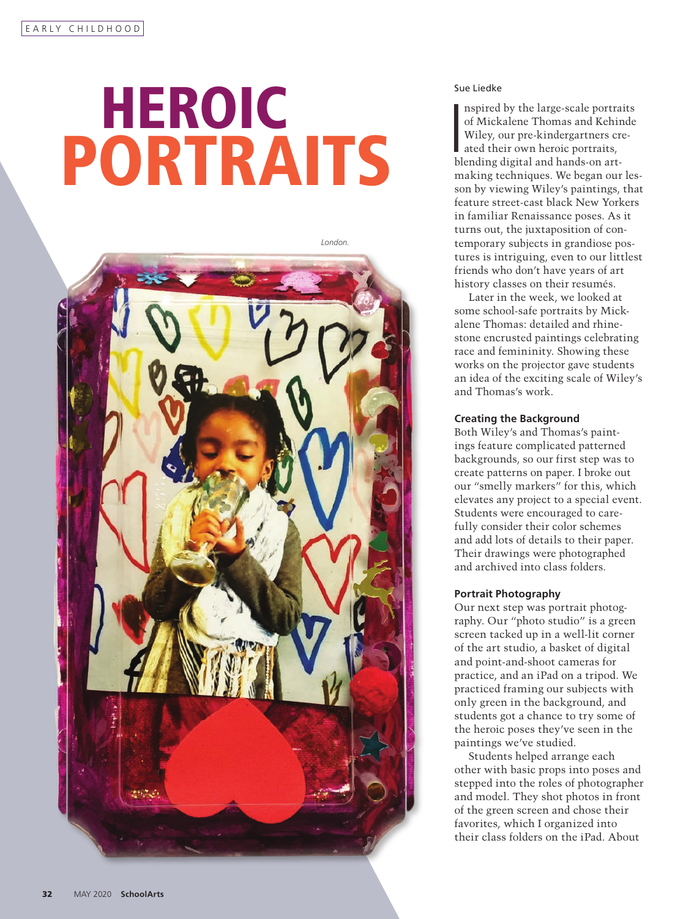# HEROIC PORTRAITS

Sue Liedke

London.

Inspired by the large-scale portraits of Mickalene Thomas and Kehinde Wiley, our pre-kindergartners created their own heroic portraits, blending digital and hands-on art-making techniques. We began our lesson by viewing Wiley's paintings, that feature street-cast black New Yorkers in familiar Renaissance poses. As it turns out, the juxtaposition of contemporary subjects in grandiose postures is intriguing, even to our littlest friends who don't have years of art history classes on their resumés.

Later in the week, we looked at some school-safe portraits by Mickalene Thomas: detailed and rhinestone encrusted paintings celebrating race and femininity. Showing these works on the projector gave students an idea of the exciting scale of Wiley's and Thomas's work.

### Creating the Background

Both Wiley's and Thomas's paintings feature complicated patterned backgrounds, so our first step was to create patterns on paper. I broke out our "smelly markers" for this, which elevates any project to a special event. Students were encouraged to carefully consider their color schemes and add lots of details to their paper. Their drawings were photographed and archived into class folders.

### Portrait Photography

Our next step was portrait photography. Our "photo studio" is a green screen tacked up in a well-lit corner of the art studio, a basket of digital and point-and-shoot cameras for practice, and an iPad on a tripod. We practiced framing our subjects with only green in the background, and students got a chance to try some of the heroic poses they've seen in the paintings we've studied.

Students helped arrange each other with basic props into poses and stepped into the roles of photographer and model. They shot photos in front of the green screen and chose their favorites, which I organized into their class folders on the iPad. About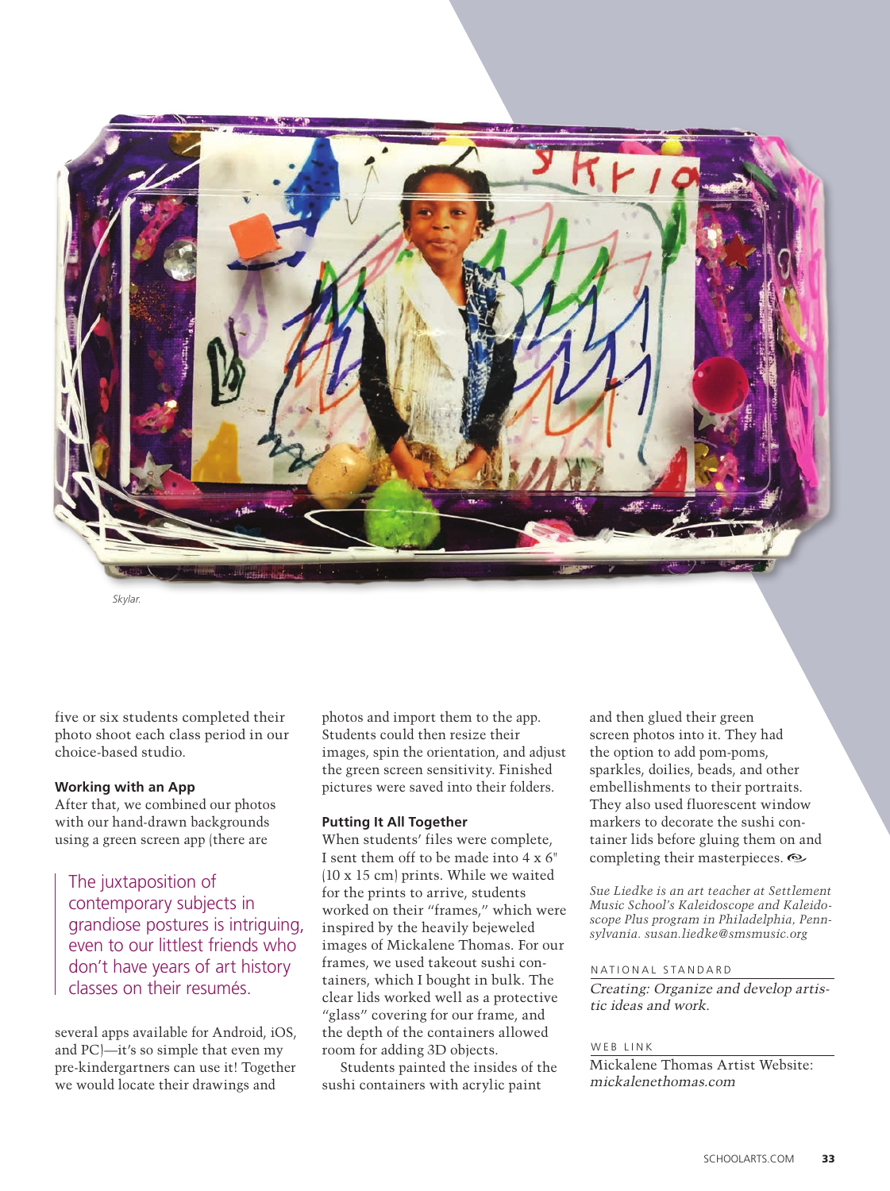*Skylar.*

five or six students completed their photo shoot each class period in our choice-based studio.

### Working with an App

After that, we combined our photos with our hand-drawn backgrounds using a green screen app (there are several apps available for Android, iOS, and PC)—it's so simple that even my pre-kindergartners can use it! Together we would locate their drawings and photos and import them to the app. Students could then resize their images, spin the orientation, and adjust the green screen sensitivity. Finished pictures were saved into their folders.

> The juxtaposition of contemporary subjects in grandiose postures is intriguing, even to our littlest friends who don't have years of art history classes on their resumés.

### Putting It All Together

When students' files were complete, I sent them off to be made into 4 x 6" (10 x 15 cm) prints. While we waited for the prints to arrive, students worked on their "frames," which were inspired by the heavily bejeweled images of Mickalene Thomas. For our frames, we used takeout sushi containers, which I bought in bulk. The clear lids worked well as a protective "glass" covering for our frame, and the depth of the containers allowed room for adding 3D objects.

Students painted the insides of the sushi containers with acrylic paint and then glued their green screen photos into it. They had the option to add pom-poms, sparkles, doilies, beads, and other embellishments to their portraits. They also used fluorescent window markers to decorate the sushi container lids before gluing them on and completing their masterpieces.

*Sue Liedke is an art teacher at Settlement Music School's Kaleidoscope and Kaleidoscope Plus program in Philadelphia, Pennsylvania. susan.liedke@smsmusic.org*

NATIONAL STANDARD

*Creating: Organize and develop artistic ideas and work.*

WEB LINK

Mickalene Thomas Artist Website: *mickalenethomas.com*